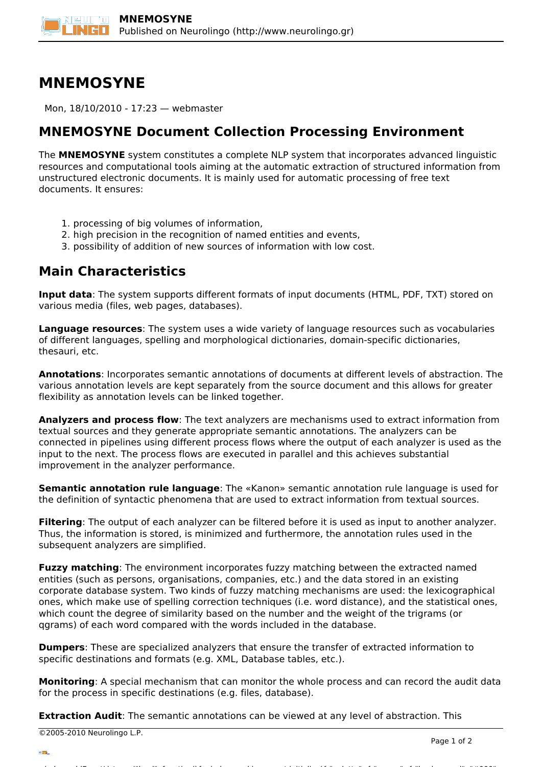# MNEMOSYNE

Mon, 18/10/2010 - 17:23 — webmaster

## MNEMOSYNE Document Collection Processing Environment

The **MNEMOSYNE** system constitutes a complete NLP system that incorporates advanced linguistic resources and computational tools aiming at the automatic extraction of structured information from unstructured electronic documents. It is mainly used for automatic processing of free text documents. It ensures:

1. processing of big volumes of information,
2. high precision in the recognition of named entities and events,
3. possibility of addition of new sources of information with low cost.

## Main Characteristics

**Input data**: The system supports different formats of input documents (HTML, PDF, TXT) stored on various media (files, web pages, databases).

**Language resources**: The system uses a wide variety of language resources such as vocabularies of different languages, spelling and morphological dictionaries, domain-specific dictionaries, thesauri, etc.

**Annotations**: Incorporates semantic annotations of documents at different levels of abstraction. The various annotation levels are kept separately from the source document and this allows for greater flexibility as annotation levels can be linked together.

**Analyzers and process flow**: The text analyzers are mechanisms used to extract information from textual sources and they generate appropriate semantic annotations. The analyzers can be connected in pipelines using different process flows where the output of each analyzer is used as the input to the next. The process flows are executed in parallel and this achieves substantial improvement in the analyzer performance.

**Semantic annotation rule language**: The «Kanon» semantic annotation rule language is used for the definition of syntactic phenomena that are used to extract information from textual sources.

**Filtering**: The output of each analyzer can be filtered before it is used as input to another analyzer. Thus, the information is stored, is minimized and furthermore, the annotation rules used in the subsequent analyzers are simplified.

**Fuzzy matching**: The environment incorporates fuzzy matching between the extracted named entities (such as persons, organisations, companies, etc.) and the data stored in an existing corporate database system. Two kinds of fuzzy matching mechanisms are used: the lexicographical ones, which make use of spelling correction techniques (i.e. word distance), and the statistical ones, which count the degree of similarity based on the number and the weight of the trigrams (or qgrams) of each word compared with the words included in the database.

**Dumpers**: These are specialized analyzers that ensure the transfer of extracted information to specific destinations and formats (e.g. XML, Database tables, etc.).

**Monitoring**: A special mechanism that can monitor the whole process and can record the audit data for the process in specific destinations (e.g. files, database).

**Extraction Audit**: The semantic annotations can be viewed at any level of abstraction. This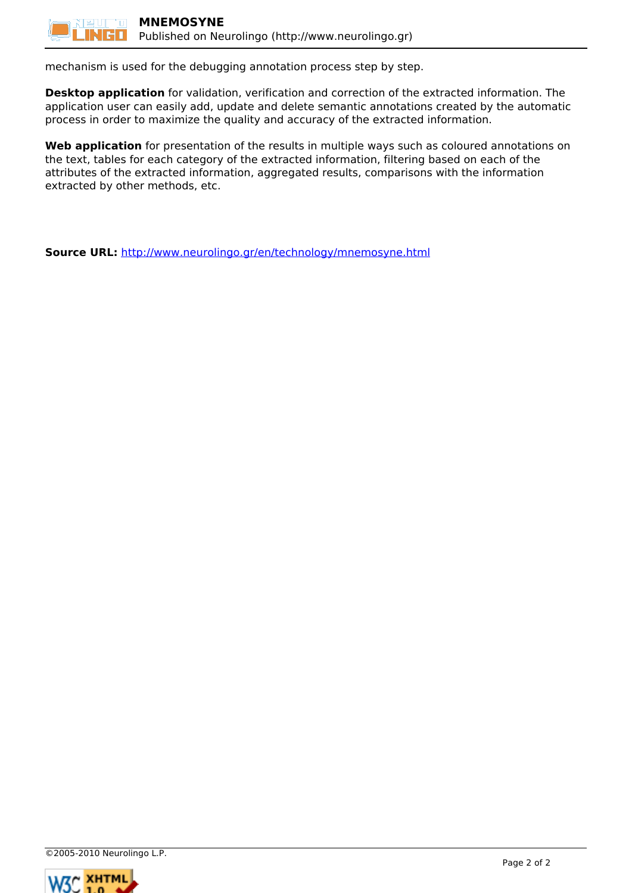mechanism is used for the debugging annotation process step by step.

**Desktop application** for validation, verification and correction of the extracted information. The application user can easily add, update and delete semantic annotations created by the automatic process in order to maximize the quality and accuracy of the extracted information.

**Web application** for presentation of the results in multiple ways such as coloured annotations on the text, tables for each category of the extracted information, filtering based on each of the attributes of the extracted information, aggregated results, comparisons with the information extracted by other methods, etc.

**Source URL:** http://www.neurolingo.gr/en/technology/mnemosyne.html